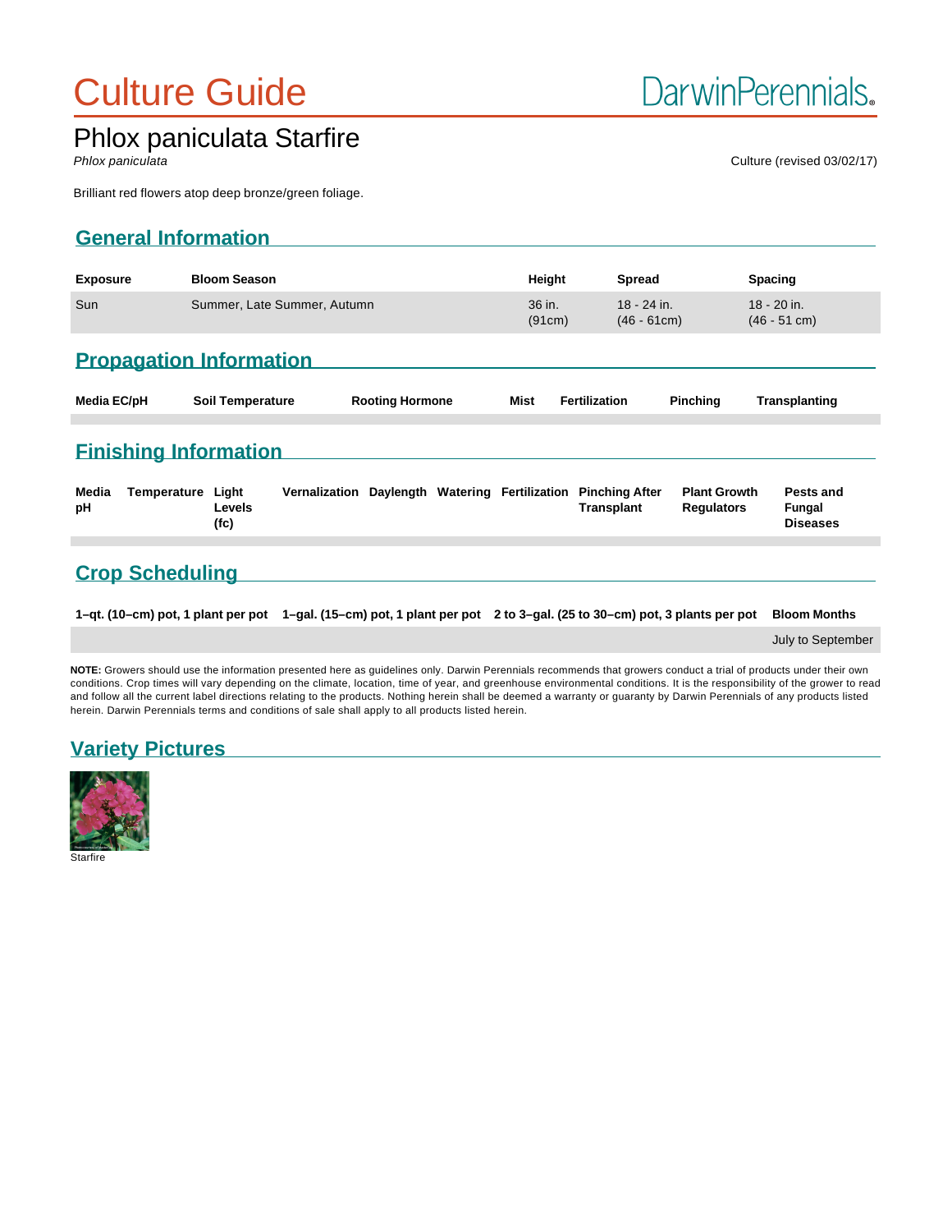# Culture Guide

DarwinPerennials®

## Phlox paniculata Starfire

*Phlox paniculata*

Culture (revised 03/02/17)

Brilliant red flowers atop deep bronze/green foliage.

## General Information

| Exposure | Bloom Season | Height | Spread | Spacing |
|---|---|---|---|---|
| Sun | Summer, Late Summer, Autumn | 36 in. (91cm) | 18 - 24 in. (46 - 61cm) | 18 - 20 in. (46 - 51 cm) |

## Propagation Information

| Media EC/pH | Soil Temperature | Rooting Hormone | Mist | Fertilization | Pinching | Transplanting |
|---|---|---|---|---|---|---|
| | | | | | | |

## Finishing Information

| Media pH | Temperature | Light Levels (fc) | Vernalization | Daylength | Watering | Fertilization | Pinching After Transplant | Plant Growth Regulators | Pests and Fungal Diseases |
|---|---|---|---|---|---|---|---|---|---|
| | | | | | | | | | |

## Crop Scheduling

| 1–qt. (10–cm) pot, 1 plant per pot | 1–gal. (15–cm) pot, 1 plant per pot | 2 to 3–gal. (25 to 30–cm) pot, 3 plants per pot | Bloom Months |
|---|---|---|---|
| | | | July to September |

**NOTE:** Growers should use the information presented here as guidelines only. Darwin Perennials recommends that growers conduct a trial of products under their own conditions. Crop times will vary depending on the climate, location, time of year, and greenhouse environmental conditions. It is the responsibility of the grower to read and follow all the current label directions relating to the products. Nothing herein shall be deemed a warranty or guaranty by Darwin Perennials of any products listed herein. Darwin Perennials terms and conditions of sale shall apply to all products listed herein.

## Variety Pictures

Starfire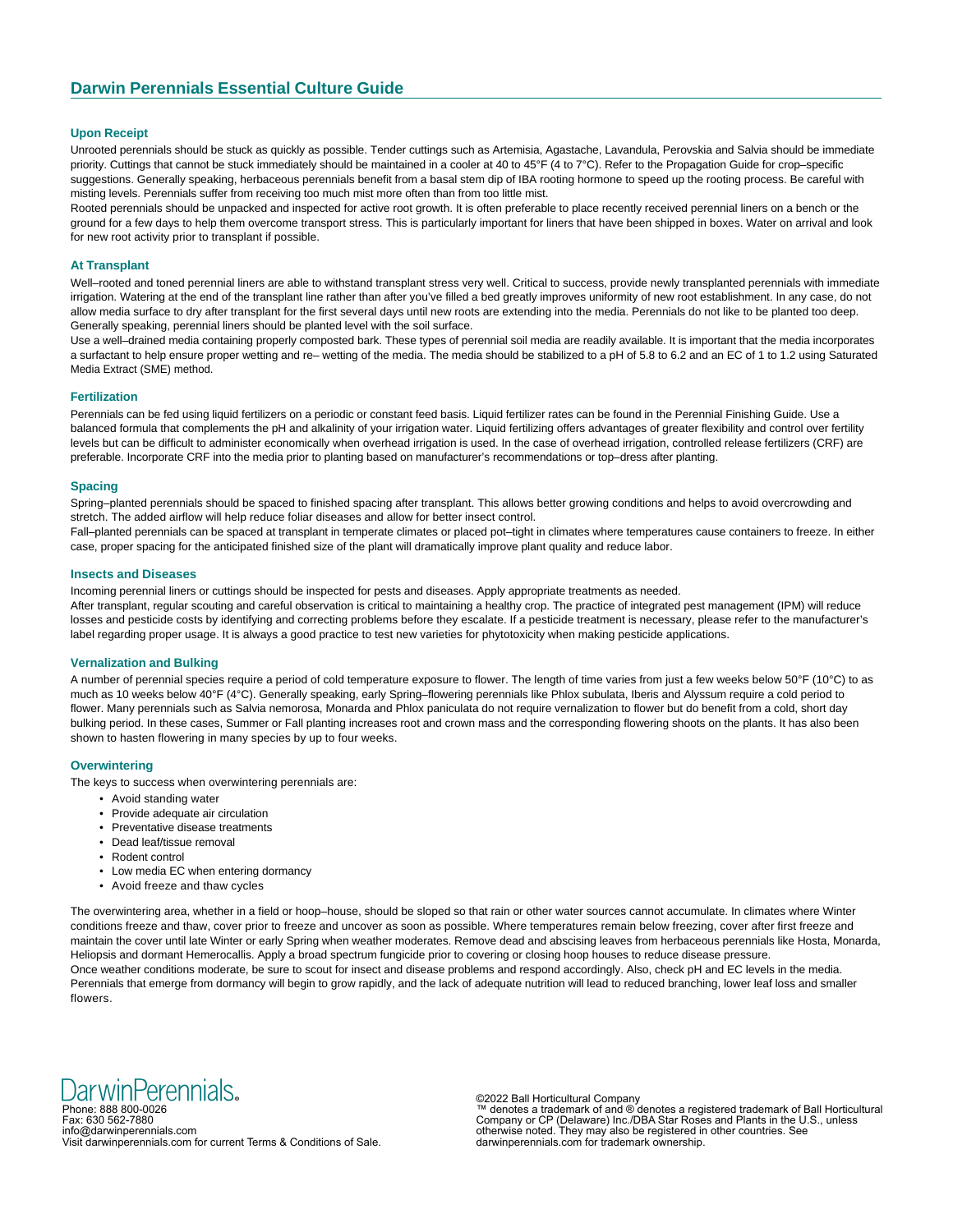# Darwin Perennials Essential Culture Guide

### Upon Receipt

Unrooted perennials should be stuck as quickly as possible. Tender cuttings such as Artemisia, Agastache, Lavandula, Perovskia and Salvia should be immediate priority. Cuttings that cannot be stuck immediately should be maintained in a cooler at 40 to 45°F (4 to 7°C). Refer to the Propagation Guide for crop–specific suggestions. Generally speaking, herbaceous perennials benefit from a basal stem dip of IBA rooting hormone to speed up the rooting process. Be careful with misting levels. Perennials suffer from receiving too much mist more often than from too little mist.

Rooted perennials should be unpacked and inspected for active root growth. It is often preferable to place recently received perennial liners on a bench or the ground for a few days to help them overcome transport stress. This is particularly important for liners that have been shipped in boxes. Water on arrival and look for new root activity prior to transplant if possible.

### At Transplant

Well–rooted and toned perennial liners are able to withstand transplant stress very well. Critical to success, provide newly transplanted perennials with immediate irrigation. Watering at the end of the transplant line rather than after you've filled a bed greatly improves uniformity of new root establishment. In any case, do not allow media surface to dry after transplant for the first several days until new roots are extending into the media. Perennials do not like to be planted too deep. Generally speaking, perennial liners should be planted level with the soil surface.

Use a well–drained media containing properly composted bark. These types of perennial soil media are readily available. It is important that the media incorporates a surfactant to help ensure proper wetting and re– wetting of the media. The media should be stabilized to a pH of 5.8 to 6.2 and an EC of 1 to 1.2 using Saturated Media Extract (SME) method.

### Fertilization

Perennials can be fed using liquid fertilizers on a periodic or constant feed basis. Liquid fertilizer rates can be found in the Perennial Finishing Guide. Use a balanced formula that complements the pH and alkalinity of your irrigation water. Liquid fertilizing offers advantages of greater flexibility and control over fertility levels but can be difficult to administer economically when overhead irrigation is used. In the case of overhead irrigation, controlled release fertilizers (CRF) are preferable. Incorporate CRF into the media prior to planting based on manufacturer's recommendations or top–dress after planting.

### Spacing

Spring–planted perennials should be spaced to finished spacing after transplant. This allows better growing conditions and helps to avoid overcrowding and stretch. The added airflow will help reduce foliar diseases and allow for better insect control.

Fall–planted perennials can be spaced at transplant in temperate climates or placed pot–tight in climates where temperatures cause containers to freeze. In either case, proper spacing for the anticipated finished size of the plant will dramatically improve plant quality and reduce labor.

### Insects and Diseases

Incoming perennial liners or cuttings should be inspected for pests and diseases. Apply appropriate treatments as needed.

After transplant, regular scouting and careful observation is critical to maintaining a healthy crop. The practice of integrated pest management (IPM) will reduce losses and pesticide costs by identifying and correcting problems before they escalate. If a pesticide treatment is necessary, please refer to the manufacturer's label regarding proper usage. It is always a good practice to test new varieties for phytotoxicity when making pesticide applications.

### Vernalization and Bulking

A number of perennial species require a period of cold temperature exposure to flower. The length of time varies from just a few weeks below 50°F (10°C) to as much as 10 weeks below 40°F (4°C). Generally speaking, early Spring–flowering perennials like Phlox subulata, Iberis and Alyssum require a cold period to flower. Many perennials such as Salvia nemorosa, Monarda and Phlox paniculata do not require vernalization to flower but do benefit from a cold, short day bulking period. In these cases, Summer or Fall planting increases root and crown mass and the corresponding flowering shoots on the plants. It has also been shown to hasten flowering in many species by up to four weeks.

### Overwintering

The keys to success when overwintering perennials are:

- Avoid standing water
- Provide adequate air circulation
- Preventative disease treatments
- Dead leaf/tissue removal
- Rodent control
- Low media EC when entering dormancy
- Avoid freeze and thaw cycles

The overwintering area, whether in a field or hoop–house, should be sloped so that rain or other water sources cannot accumulate. In climates where Winter conditions freeze and thaw, cover prior to freeze and uncover as soon as possible. Where temperatures remain below freezing, cover after first freeze and maintain the cover until late Winter or early Spring when weather moderates. Remove dead and abscising leaves from herbaceous perennials like Hosta, Monarda, Heliopsis and dormant Hemerocallis. Apply a broad spectrum fungicide prior to covering or closing hoop houses to reduce disease pressure.

Once weather conditions moderate, be sure to scout for insect and disease problems and respond accordingly. Also, check pH and EC levels in the media. Perennials that emerge from dormancy will begin to grow rapidly, and the lack of adequate nutrition will lead to reduced branching, lower leaf loss and smaller flowers.

DarwinPerennials.

Phone: 888 800-0026
Fax: 630 562-7880
info@darwinperennials.com
Visit darwinperennials.com for current Terms & Conditions of Sale.

©2022 Ball Horticultural Company
™ denotes a trademark of and ® denotes a registered trademark of Ball Horticultural Company or CP (Delaware) Inc./DBA Star Roses and Plants in the U.S., unless otherwise noted. They may also be registered in other countries. See darwinperennials.com for trademark ownership.